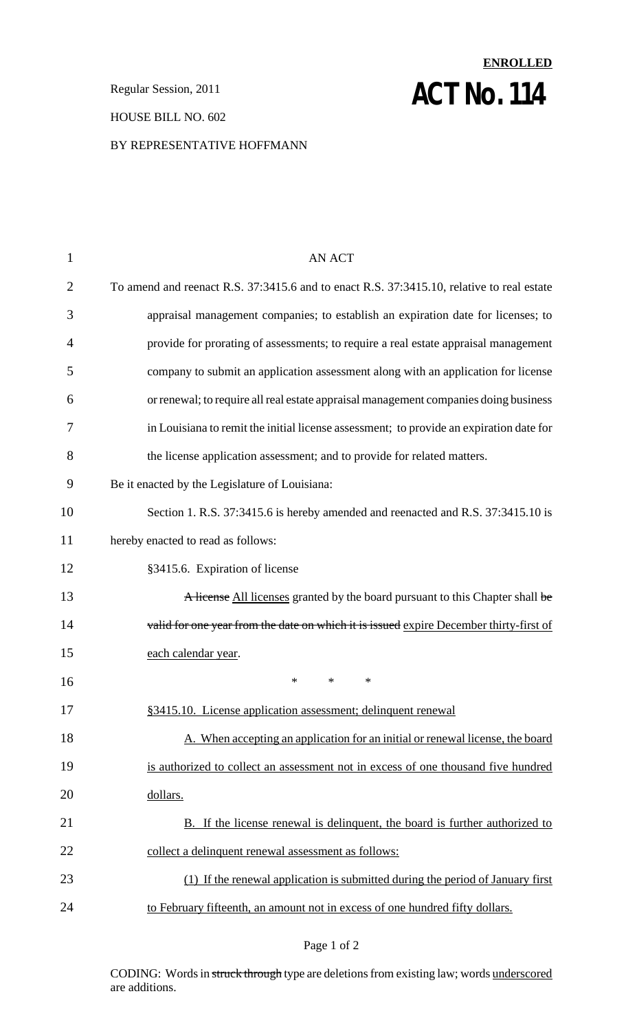**ENROLLED**

Regular Session, 2011

# ACT No. 114

HOUSE BILL NO. 602

BY REPRESENTATIVE HOFFMANN

AN ACT

To amend and reenact R.S. 37:3415.6 and to enact R.S. 37:3415.10, relative to real estate appraisal management companies; to establish an expiration date for licenses; to provide for prorating of assessments; to require a real estate appraisal management company to submit an application assessment along with an application for license or renewal; to require all real estate appraisal management companies doing business in Louisiana to remit the initial license assessment; to provide an expiration date for the license application assessment; and to provide for related matters.

Be it enacted by the Legislature of Louisiana:

Section 1. R.S. 37:3415.6 is hereby amended and reenacted and R.S. 37:3415.10 is hereby enacted to read as follows:

§3415.6. Expiration of license

~~A license~~ All licenses granted by the board pursuant to this Chapter shall ~~be valid for one year from the date on which it is issued~~ expire December thirty-first of each calendar year.

\* \* \*

§3415.10. License application assessment; delinquent renewal

A. When accepting an application for an initial or renewal license, the board is authorized to collect an assessment not in excess of one thousand five hundred dollars.

B. If the license renewal is delinquent, the board is further authorized to collect a delinquent renewal assessment as follows:

(1) If the renewal application is submitted during the period of January first to February fifteenth, an amount not in excess of one hundred fifty dollars.

CODING: Words in ~~struck through~~ type are deletions from existing law; words underscored are additions.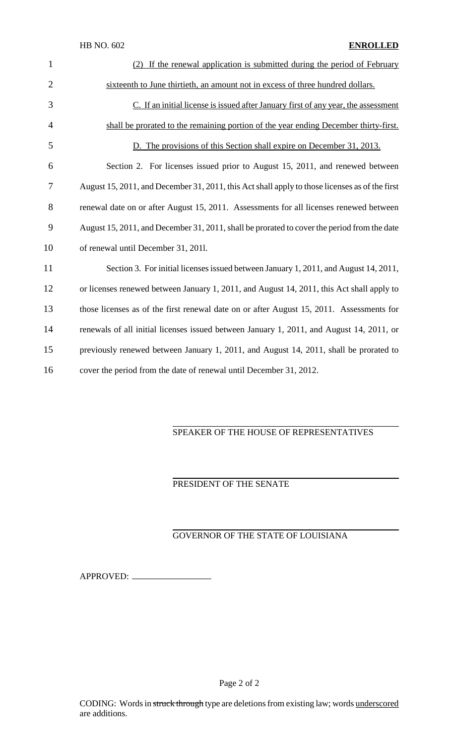(2) If the renewal application is submitted during the period of February sixteenth to June thirtieth, an amount not in excess of three hundred dollars.

C. If an initial license is issued after January first of any year, the assessment shall be prorated to the remaining portion of the year ending December thirty-first.

D. The provisions of this Section shall expire on December 31, 2013.

Section 2. For licenses issued prior to August 15, 2011, and renewed between August 15, 2011, and December 31, 2011, this Act shall apply to those licenses as of the first renewal date on or after August 15, 2011. Assessments for all licenses renewed between August 15, 2011, and December 31, 2011, shall be prorated to cover the period from the date of renewal until December 31, 201l.

Section 3. For initial licenses issued between January 1, 2011, and August 14, 2011, or licenses renewed between January 1, 2011, and August 14, 2011, this Act shall apply to those licenses as of the first renewal date on or after August 15, 2011. Assessments for renewals of all initial licenses issued between January 1, 2011, and August 14, 2011, or previously renewed between January 1, 2011, and August 14, 2011, shall be prorated to cover the period from the date of renewal until December 31, 2012.

SPEAKER OF THE HOUSE OF REPRESENTATIVES

PRESIDENT OF THE SENATE

GOVERNOR OF THE STATE OF LOUISIANA

APPROVED: \_\_\_\_\_\_\_\_\_\_\_\_\_\_\_\_\_\_

CODING: Words in ~~struck through~~ type are deletions from existing law; words underscored are additions.